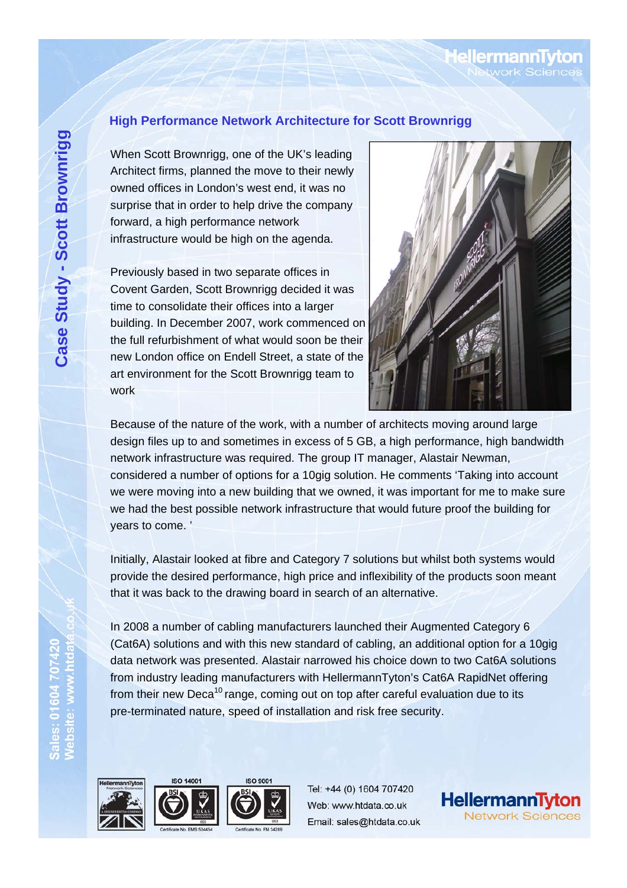## High Performance Network Architecture for Scott Brownrigg

When Scott Brownrigg, one of the UK's leading Architect firms, planned the move to their newly owned offices in London's west end, it was no surprise that in order to help drive the company forward, a high performance network infrastructure would be high on the agenda.

Previously based in two separate offices in Covent Garden, Scott Brownrigg decided it was time to consolidate their offices into a larger building. In December 2007, work commenced on the full refurbishment of what would soon be their new London office on Endell Street, a state of the art environment for the Scott Brownrigg team to work

Because of the nature of the work, with a number of architects moving around large design files up to and sometimes in excess of 5 GB, a high performance, high bandwidth network infrastructure was required. The group IT manager, Alastair Newman, considered a number of options for a 10gig solution. He comments 'Taking into account we were moving into a new building that we owned, it was important for me to make sure we had the best possible network infrastructure that would future proof the building for years to come. '

Initially, Alastair looked at fibre and Category 7 solutions but whilst both systems would provide the desired performance, high price and inflexibility of the products soon meant that it was back to the drawing board in search of an alternative.

In 2008 a number of cabling manufacturers launched their Augmented Category 6 (Cat6A) solutions and with this new standard of cabling, an additional option for a 10gig data network was presented. Alastair narrowed his choice down to two Cat6A solutions from industry leading manufacturers with HellermannTyton's Cat6A RapidNet offering from their new Deca$^{10}$ range, coming out on top after careful evaluation due to its pre-terminated nature, speed of installation and risk free security.

Tel: +44 (0) 1604 707420
Web: www.htdata.co.uk
Email: sales@htdata.co.uk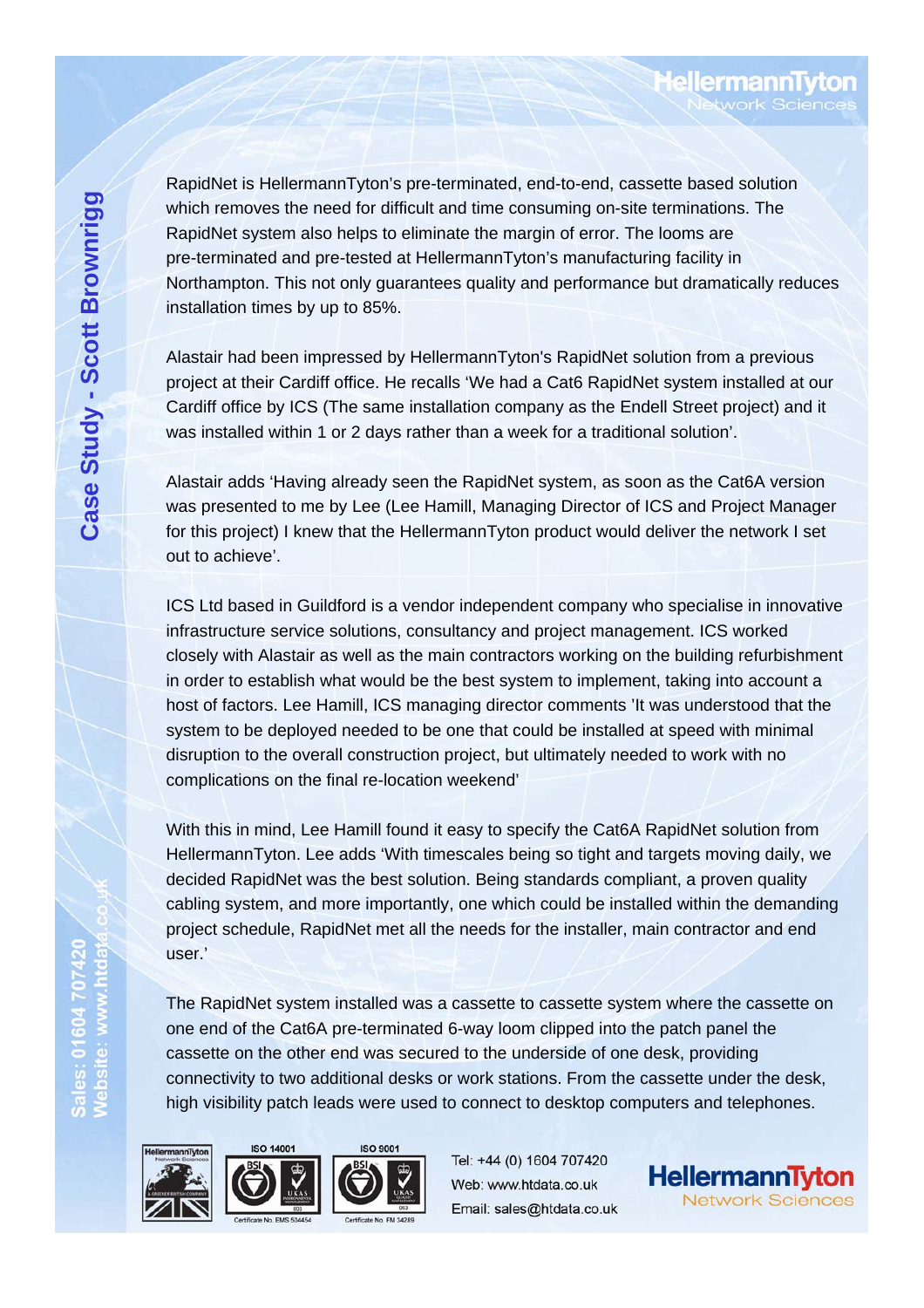RapidNet is HellermannTyton's pre-terminated, end-to-end, cassette based solution which removes the need for difficult and time consuming on-site terminations. The RapidNet system also helps to eliminate the margin of error. The looms are pre-terminated and pre-tested at HellermannTyton's manufacturing facility in Northampton. This not only guarantees quality and performance but dramatically reduces installation times by up to 85%.

Alastair had been impressed by HellermannTyton's RapidNet solution from a previous project at their Cardiff office. He recalls 'We had a Cat6 RapidNet system installed at our Cardiff office by ICS (The same installation company as the Endell Street project) and it was installed within 1 or 2 days rather than a week for a traditional solution'.

Alastair adds 'Having already seen the RapidNet system, as soon as the Cat6A version was presented to me by Lee (Lee Hamill, Managing Director of ICS and Project Manager for this project) I knew that the HellermannTyton product would deliver the network I set out to achieve'.

ICS Ltd based in Guildford is a vendor independent company who specialise in innovative infrastructure service solutions, consultancy and project management. ICS worked closely with Alastair as well as the main contractors working on the building refurbishment in order to establish what would be the best system to implement, taking into account a host of factors. Lee Hamill, ICS managing director comments 'It was understood that the system to be deployed needed to be one that could be installed at speed with minimal disruption to the overall construction project, but ultimately needed to work with no complications on the final re-location weekend'

With this in mind, Lee Hamill found it easy to specify the Cat6A RapidNet solution from HellermannTyton. Lee adds 'With timescales being so tight and targets moving daily, we decided RapidNet was the best solution. Being standards compliant, a proven quality cabling system, and more importantly, one which could be installed within the demanding project schedule, RapidNet met all the needs for the installer, main contractor and end user.'

The RapidNet system installed was a cassette to cassette system where the cassette on one end of the Cat6A pre-terminated 6-way loom clipped into the patch panel the cassette on the other end was secured to the underside of one desk, providing connectivity to two additional desks or work stations. From the cassette under the desk, high visibility patch leads were used to connect to desktop computers and telephones.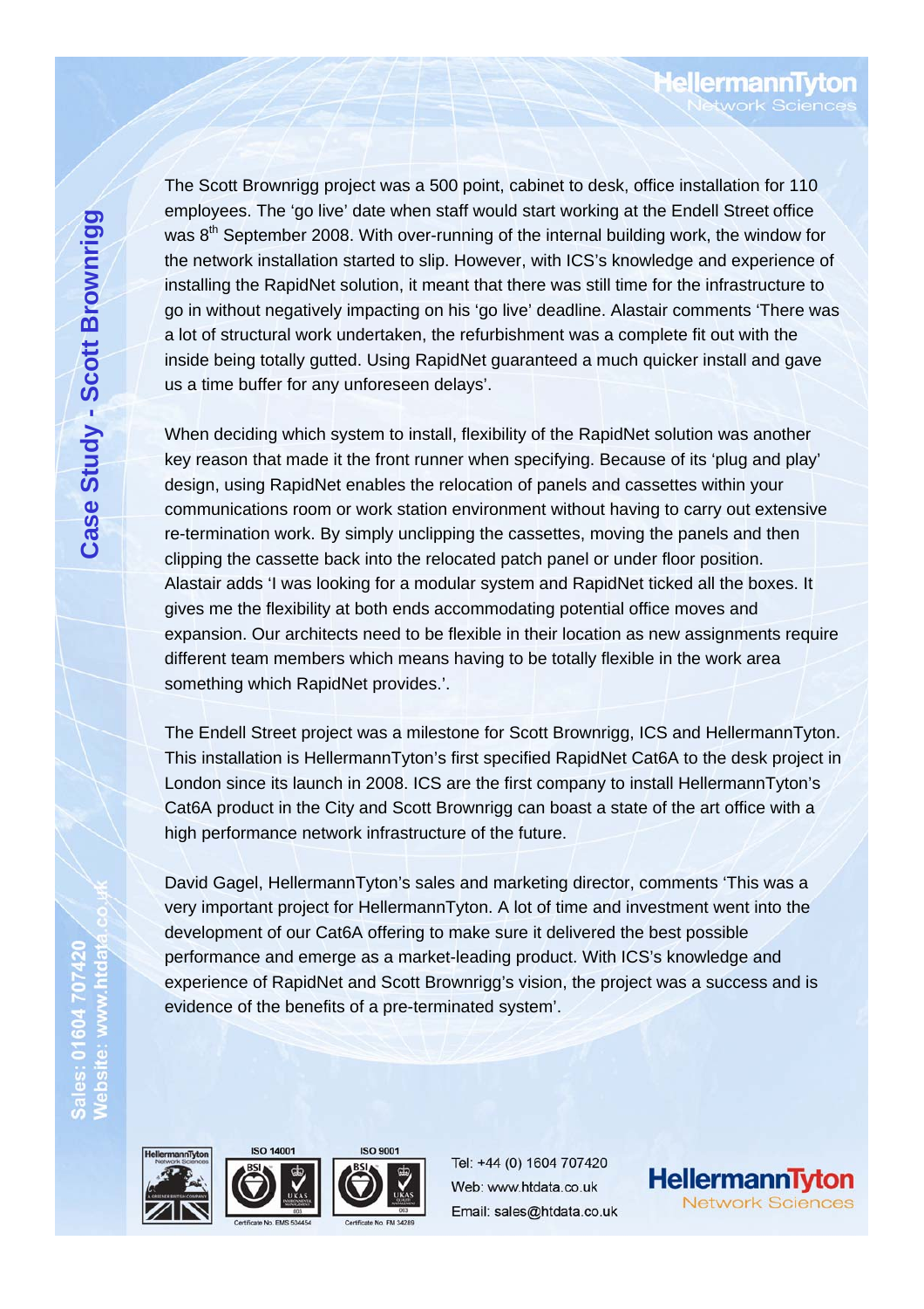The Scott Brownrigg project was a 500 point, cabinet to desk, office installation for 110 employees. The 'go live' date when staff would start working at the Endell Street office was 8th September 2008. With over-running of the internal building work, the window for the network installation started to slip. However, with ICS's knowledge and experience of installing the RapidNet solution, it meant that there was still time for the infrastructure to go in without negatively impacting on his 'go live' deadline. Alastair comments 'There was a lot of structural work undertaken, the refurbishment was a complete fit out with the inside being totally gutted. Using RapidNet guaranteed a much quicker install and gave us a time buffer for any unforeseen delays'.

When deciding which system to install, flexibility of the RapidNet solution was another key reason that made it the front runner when specifying. Because of its 'plug and play' design, using RapidNet enables the relocation of panels and cassettes within your communications room or work station environment without having to carry out extensive re-termination work. By simply unclipping the cassettes, moving the panels and then clipping the cassette back into the relocated patch panel or under floor position. Alastair adds 'I was looking for a modular system and RapidNet ticked all the boxes. It gives me the flexibility at both ends accommodating potential office moves and expansion. Our architects need to be flexible in their location as new assignments require different team members which means having to be totally flexible in the work area something which RapidNet provides.'.

The Endell Street project was a milestone for Scott Brownrigg, ICS and HellermannTyton. This installation is HellermannTyton's first specified RapidNet Cat6A to the desk project in London since its launch in 2008. ICS are the first company to install HellermannTyton's Cat6A product in the City and Scott Brownrigg can boast a state of the art office with a high performance network infrastructure of the future.

David Gagel, HellermannTyton's sales and marketing director, comments 'This was a very important project for HellermannTyton. A lot of time and investment went into the development of our Cat6A offering to make sure it delivered the best possible performance and emerge as a market-leading product. With ICS's knowledge and experience of RapidNet and Scott Brownrigg's vision, the project was a success and is evidence of the benefits of a pre-terminated system'.

Tel: +44 (0) 1604 707420
Web: www.htdata.co.uk
Email: sales@htdata.co.uk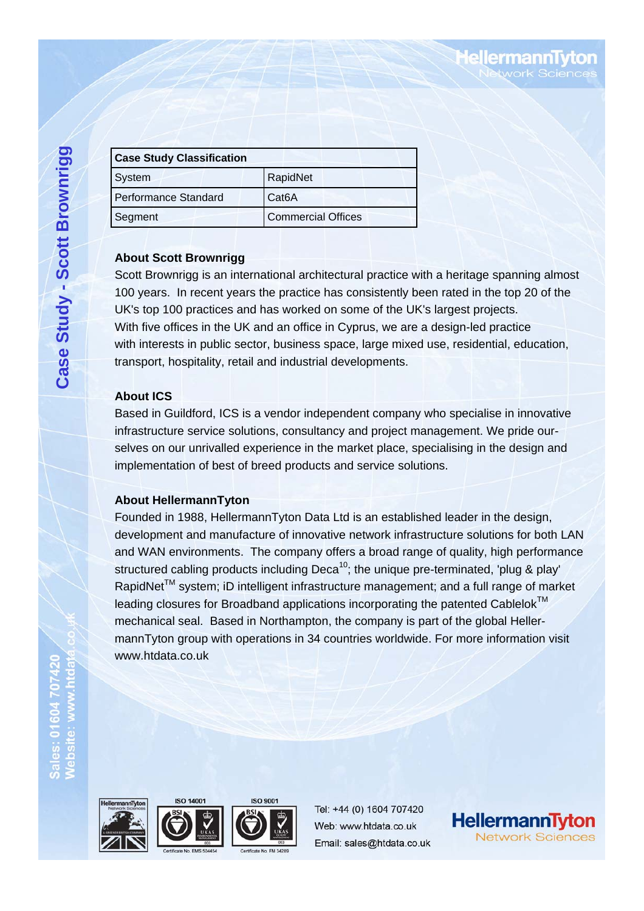| Case Study Classification | |
|---|---|
| System | RapidNet |
| Performance Standard | Cat6A |
| Segment | Commercial Offices |

**About Scott Brownrigg**

Scott Brownrigg is an international architectural practice with a heritage spanning almost 100 years. In recent years the practice has consistently been rated in the top 20 of the UK's top 100 practices and has worked on some of the UK's largest projects. With five offices in the UK and an office in Cyprus, we are a design-led practice with interests in public sector, business space, large mixed use, residential, education, transport, hospitality, retail and industrial developments.

**About ICS**

Based in Guildford, ICS is a vendor independent company who specialise in innovative infrastructure service solutions, consultancy and project management. We pride ourselves on our unrivalled experience in the market place, specialising in the design and implementation of best of breed products and service solutions.

**About HellermannTyton**

Founded in 1988, HellermannTyton Data Ltd is an established leader in the design, development and manufacture of innovative network infrastructure solutions for both LAN and WAN environments. The company offers a broad range of quality, high performance structured cabling products including Deca10; the unique pre-terminated, 'plug & play' RapidNet™ system; iD intelligent infrastructure management; and a full range of market leading closures for Broadband applications incorporating the patented Cablelok™ mechanical seal. Based in Northampton, the company is part of the global HellermannTyton group with operations in 34 countries worldwide. For more information visit www.htdata.co.uk

Tel: +44 (0) 1604 707420
Web: www.htdata.co.uk
Email: sales@htdata.co.uk